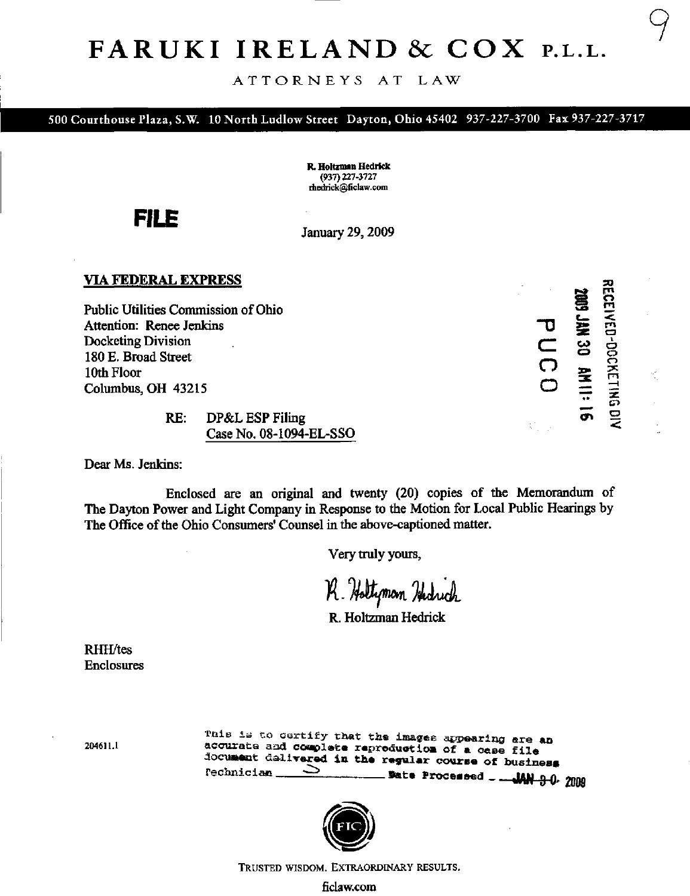# FARUKI IRELAND & COX P.L.L.

ATTORNEYS AT LAW

500 Courthouse Plaza, S.W. 10 North Ludlow Street Dayton, Ohio 45402 937-227-3700 Fax 937-227-3717

**R. Holtzman Hedrick**
(937) 227-3727
rhedrick@ficlaw.com

**FILE**

January 29, 2009

**VIA FEDERAL EXPRESS**

RECEIVED-DOCKETING DIV
2009 JAN 30 AM 11:16
PUCO

Public Utilities Commission of Ohio
Attention: Renee Jenkins
Docketing Division
180 E. Broad Street
10th Floor
Columbus, OH 43215

RE: DP&L ESP Filing
Case No. 08-1094-EL-SSO

Dear Ms. Jenkins:

Enclosed are an original and twenty (20) copies of the Memorandum of The Dayton Power and Light Company in Response to the Motion for Local Public Hearings by The Office of the Ohio Consumers' Counsel in the above-captioned matter.

Very truly yours,

*R. Holtzman Hedrick*

R. Holtzman Hedrick

RHH/tes
Enclosures

204611.1

This is to certify that the images appearing are an accurate and complete reproduction of a case file document delivered in the regular course of business
Technician ______ Date Processed JAN 30 2009

TRUSTED WISDOM. EXTRAORDINARY RESULTS.

ficlaw.com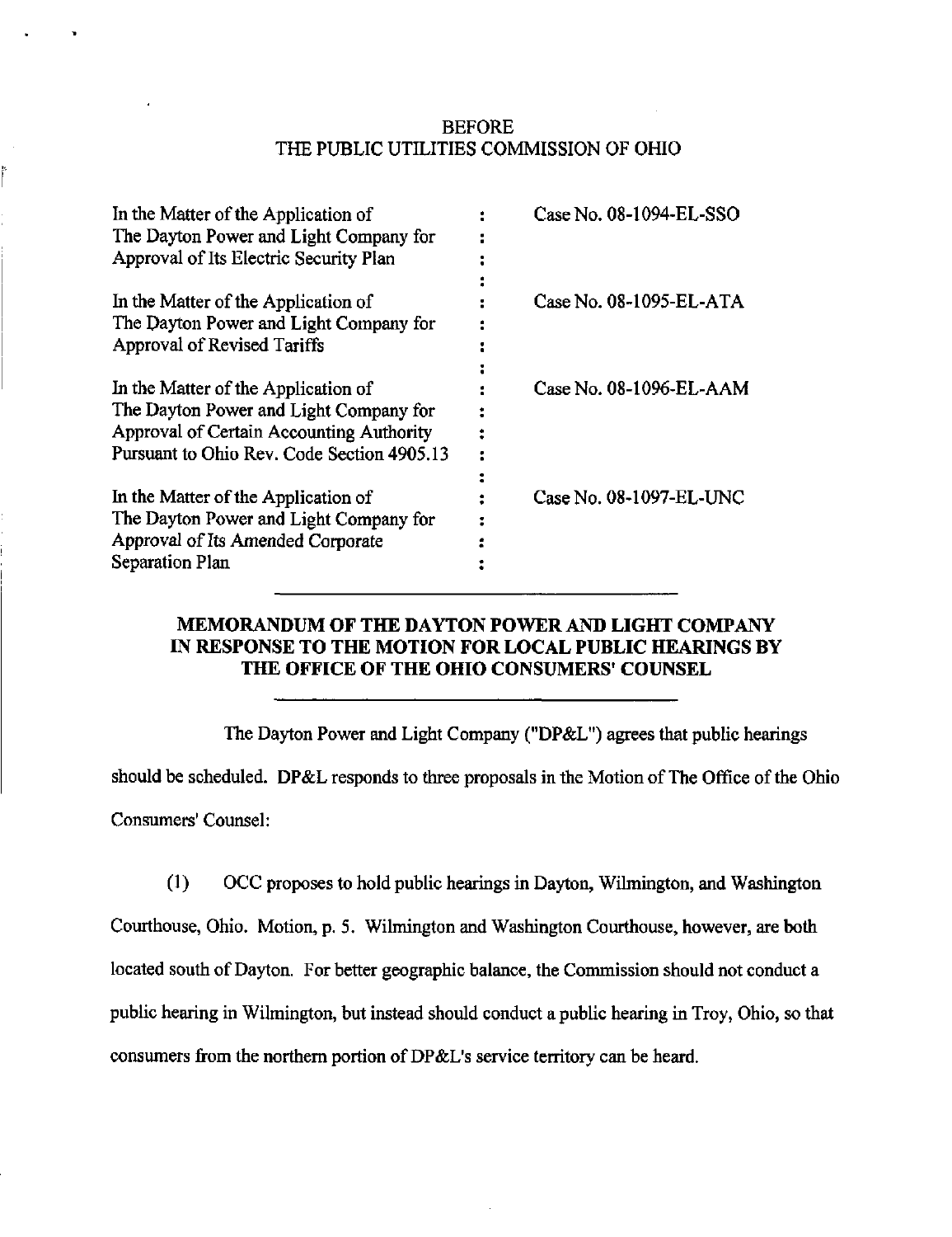BEFORE
THE PUBLIC UTILITIES COMMISSION OF OHIO

| | | |
|---|---|---|
| In the Matter of the Application of The Dayton Power and Light Company for Approval of Its Electric Security Plan | : | Case No. 08-1094-EL-SSO |
| In the Matter of the Application of The Dayton Power and Light Company for Approval of Revised Tariffs | : | Case No. 08-1095-EL-ATA |
| In the Matter of the Application of The Dayton Power and Light Company for Approval of Certain Accounting Authority Pursuant to Ohio Rev. Code Section 4905.13 | : | Case No. 08-1096-EL-AAM |
| In the Matter of the Application of The Dayton Power and Light Company for Approval of Its Amended Corporate Separation Plan | : | Case No. 08-1097-EL-UNC |

**MEMORANDUM OF THE DAYTON POWER AND LIGHT COMPANY IN RESPONSE TO THE MOTION FOR LOCAL PUBLIC HEARINGS BY THE OFFICE OF THE OHIO CONSUMERS' COUNSEL**

The Dayton Power and Light Company ("DP&L") agrees that public hearings should be scheduled. DP&L responds to three proposals in the Motion of The Office of the Ohio Consumers' Counsel:

(1) OCC proposes to hold public hearings in Dayton, Wilmington, and Washington Courthouse, Ohio. Motion, p. 5. Wilmington and Washington Courthouse, however, are both located south of Dayton. For better geographic balance, the Commission should not conduct a public hearing in Wilmington, but instead should conduct a public hearing in Troy, Ohio, so that consumers from the northern portion of DP&L's service territory can be heard.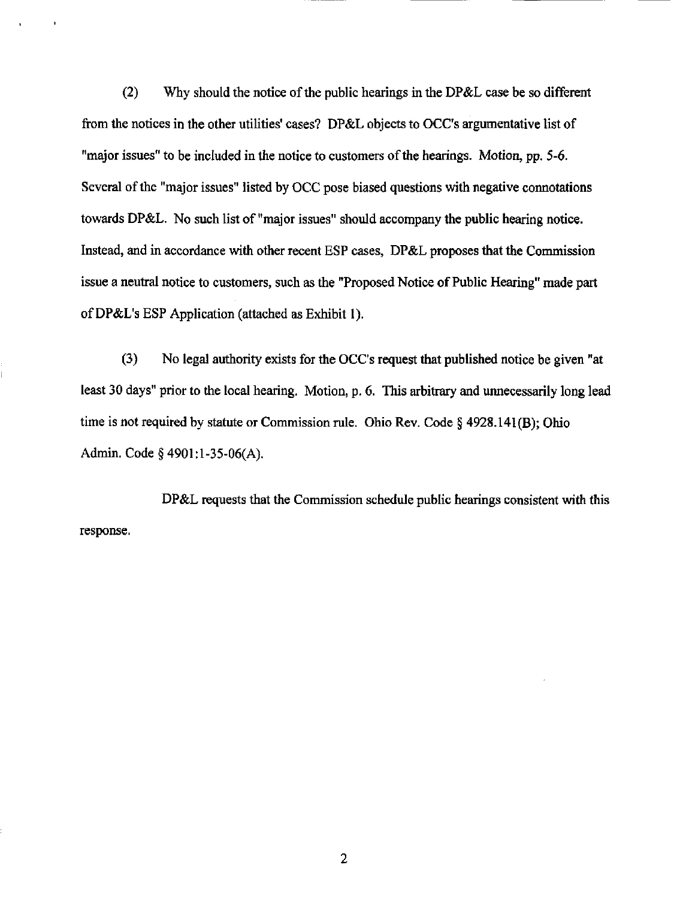(2) Why should the notice of the public hearings in the DP&L case be so different from the notices in the other utilities' cases? DP&L objects to OCC's argumentative list of "major issues" to be included in the notice to customers of the hearings. *Motion*, pp. 5-6. Several of the "major issues" listed by OCC pose biased questions with negative connotations towards DP&L. No such list of "major issues" should accompany the public hearing notice. Instead, and in accordance with other recent ESP cases, DP&L proposes that the Commission issue a neutral notice to customers, such as the "Proposed Notice of Public Hearing" made part of DP&L's ESP Application (attached as Exhibit 1).

(3) No legal authority exists for the OCC's request that published notice be given "at least 30 days" prior to the local hearing. *Motion*, p. 6. This arbitrary and unnecessarily long lead time is not required by statute or Commission rule. Ohio Rev. Code § 4928.141(B); Ohio Admin. Code § 4901:1-35-06(A).

DP&L requests that the Commission schedule public hearings consistent with this response.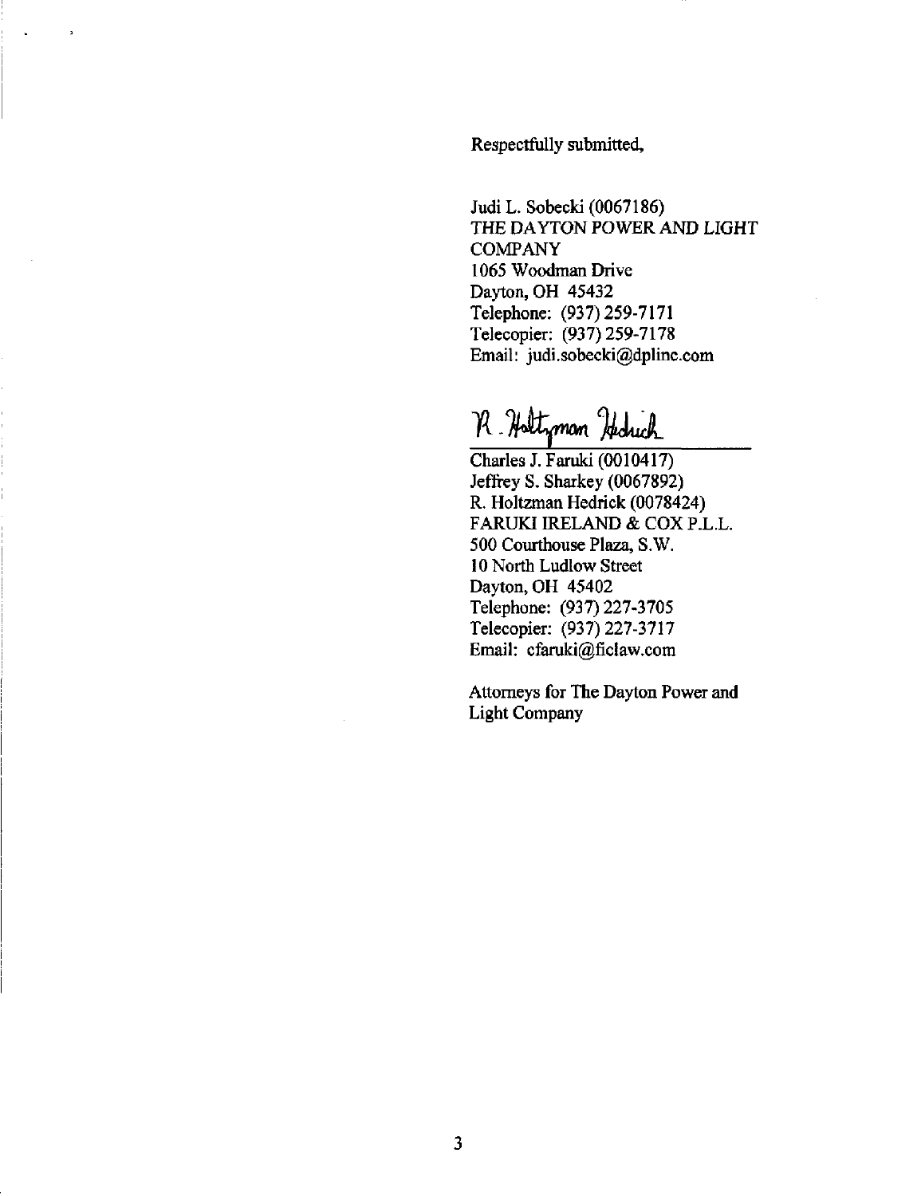Respectfully submitted,

Judi L. Sobecki (0067186)
THE DAYTON POWER AND LIGHT COMPANY
1065 Woodman Drive
Dayton, OH 45432
Telephone: (937) 259-7171
Telecopier: (937) 259-7178
Email: judi.sobecki@dplinc.com

R. Holtzman Hedrick

Charles J. Faruki (0010417)
Jeffrey S. Sharkey (0067892)
R. Holtzman Hedrick (0078424)
FARUKI IRELAND & COX P.L.L.
500 Courthouse Plaza, S.W.
10 North Ludlow Street
Dayton, OH 45402
Telephone: (937) 227-3705
Telecopier: (937) 227-3717
Email: cfaruki@ficlaw.com

Attorneys for The Dayton Power and Light Company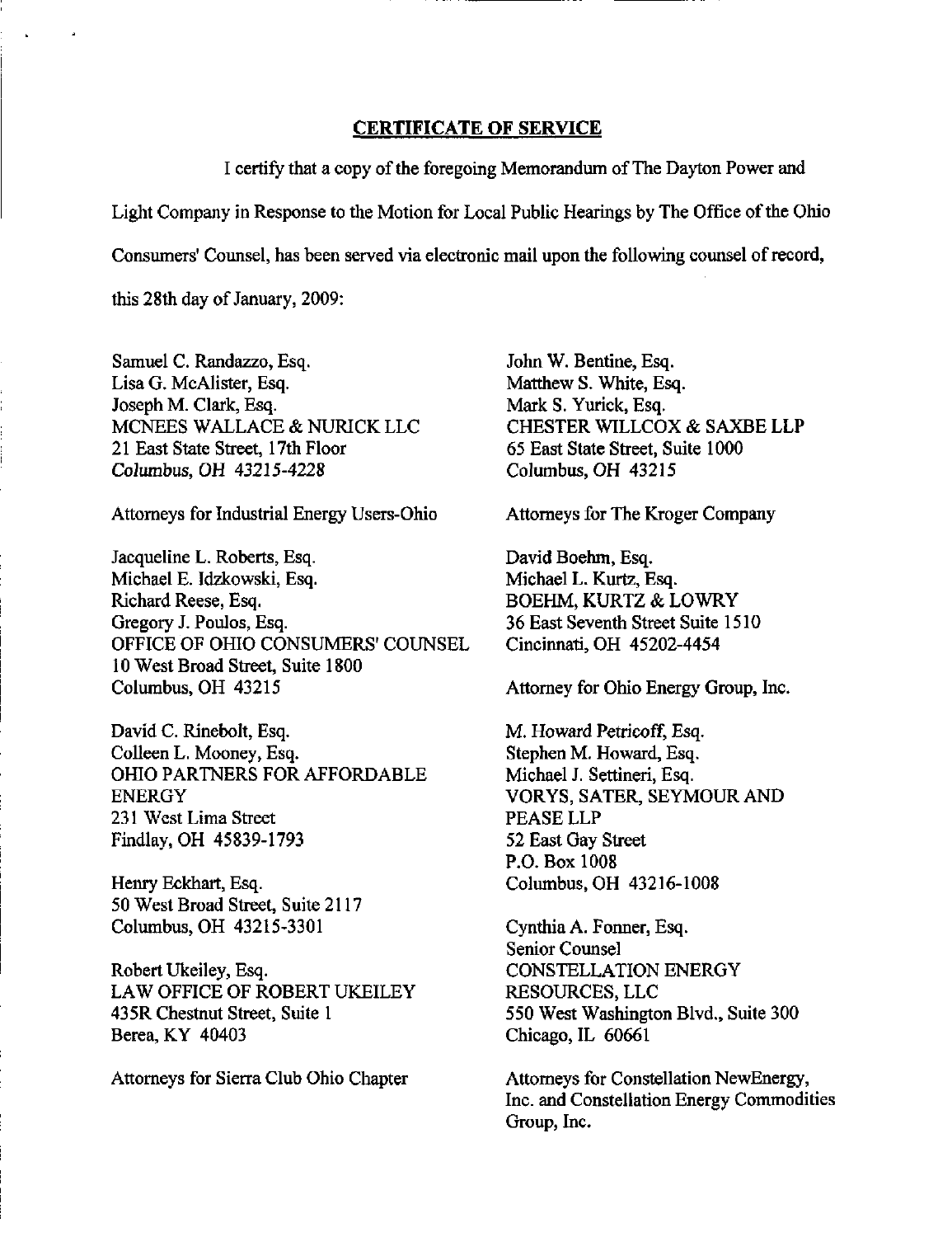## CERTIFICATE OF SERVICE

I certify that a copy of the foregoing Memorandum of The Dayton Power and Light Company in Response to the Motion for Local Public Hearings by The Office of the Ohio Consumers' Counsel, has been served via electronic mail upon the following counsel of record, this 28th day of January, 2009:

Samuel C. Randazzo, Esq.
Lisa G. McAlister, Esq.
Joseph M. Clark, Esq.
MCNEES WALLACE & NURICK LLC
21 East State Street, 17th Floor
*Columbus, OH 43215-4228*

Attorneys for Industrial Energy Users-Ohio

Jacqueline L. Roberts, Esq.
Michael E. Idzkowski, Esq.
Richard Reese, Esq.
Gregory J. Poulos, Esq.
OFFICE OF OHIO CONSUMERS' COUNSEL
10 West Broad Street, Suite 1800
Columbus, OH 43215

David C. Rinebolt, Esq.
Colleen L. Mooney, Esq.
OHIO PARTNERS FOR AFFORDABLE ENERGY
231 West Lima Street
Findlay, OH 45839-1793

Henry Eckhart, Esq.
50 West Broad Street, Suite 2117
Columbus, OH 43215-3301

Robert Ukeiley, Esq.
LAW OFFICE OF ROBERT UKEILEY
435R Chestnut Street, Suite 1
Berea, KY 40403

Attorneys for Sierra Club Ohio Chapter

John W. Bentine, Esq.
Matthew S. White, Esq.
Mark S. Yurick, Esq.
CHESTER WILLCOX & SAXBE LLP
65 East State Street, Suite 1000
Columbus, OH 43215

Attorneys for The Kroger Company

David Boehm, Esq.
Michael L. Kurtz, Esq.
BOEHM, KURTZ & LOWRY
36 East Seventh Street Suite 1510
Cincinnati, OH 45202-4454

Attorney for Ohio Energy Group, Inc.

M. Howard Petricoff, Esq.
Stephen M. Howard, Esq.
Michael J. Settineri, Esq.
VORYS, SATER, SEYMOUR AND PEASE LLP
52 East Gay Street
P.O. Box 1008
Columbus, OH 43216-1008

Cynthia A. Fonner, Esq.
Senior Counsel
CONSTELLATION ENERGY RESOURCES, LLC
550 West Washington Blvd., Suite 300
Chicago, IL 60661

Attorneys for Constellation NewEnergy, Inc. and Constellation Energy Commodities Group, Inc.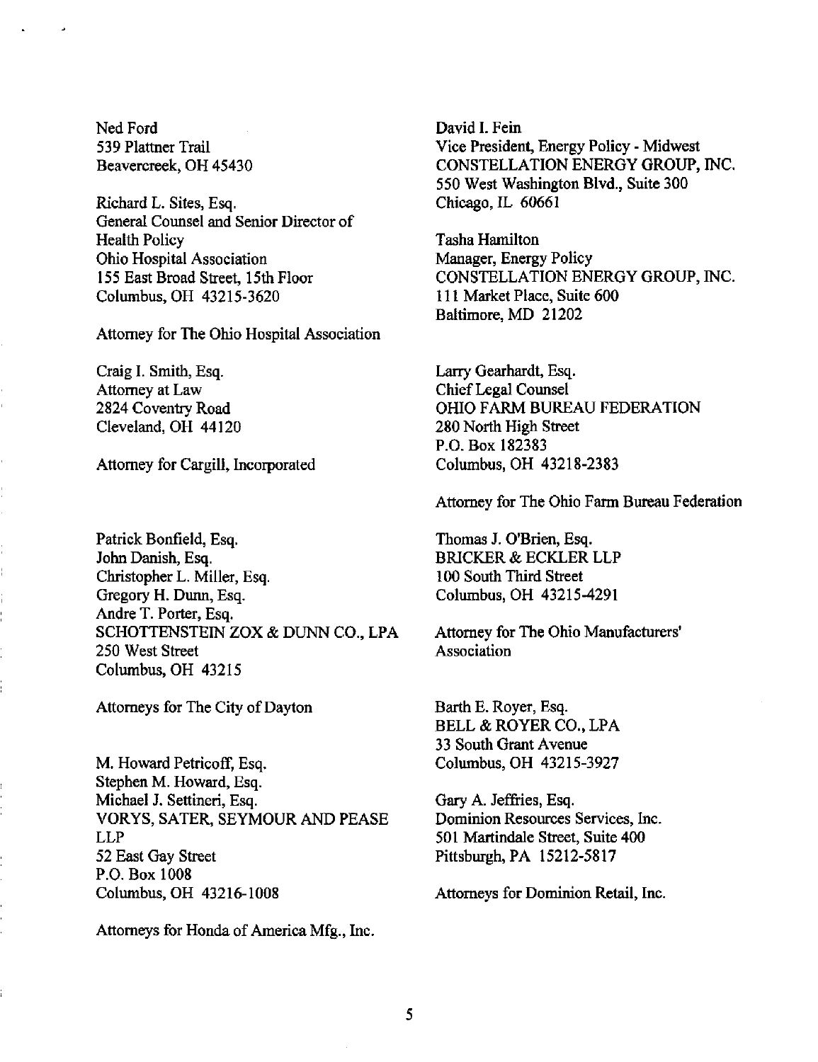Ned Ford
539 Plattner Trail
Beavercreek, OH 45430

Richard L. Sites, Esq.
General Counsel and Senior Director of Health Policy
Ohio Hospital Association
155 East Broad Street, 15th Floor
Columbus, OH 43215-3620

Attorney for The Ohio Hospital Association

Craig I. Smith, Esq.
Attorney at Law
2824 Coventry Road
Cleveland, OH 44120

Attorney for Cargill, Incorporated

Patrick Bonfield, Esq.
John Danish, Esq.
Christopher L. Miller, Esq.
Gregory H. Dunn, Esq.
Andre T. Porter, Esq.
SCHOTTENSTEIN ZOX & DUNN CO., LPA
250 West Street
Columbus, OH 43215

Attorneys for The City of Dayton

M. Howard Petricoff, Esq.
Stephen M. Howard, Esq.
Michael J. Settineri, Esq.
VORYS, SATER, SEYMOUR AND PEASE LLP
52 East Gay Street
P.O. Box 1008
Columbus, OH 43216-1008

Attorneys for Honda of America Mfg., Inc.

David I. Fein
Vice President, Energy Policy - Midwest
CONSTELLATION ENERGY GROUP, INC.
550 West Washington Blvd., Suite 300
Chicago, IL 60661

Tasha Hamilton
Manager, Energy Policy
CONSTELLATION ENERGY GROUP, INC.
111 Market Place, Suite 600
Baltimore, MD 21202

Larry Gearhardt, Esq.
Chief Legal Counsel
OHIO FARM BUREAU FEDERATION
280 North High Street
P.O. Box 182383
Columbus, OH 43218-2383

Attorney for The Ohio Farm Bureau Federation

Thomas J. O'Brien, Esq.
BRICKER & ECKLER LLP
100 South Third Street
Columbus, OH 43215-4291

Attorney for The Ohio Manufacturers' Association

Barth E. Royer, Esq.
BELL & ROYER CO., LPA
33 South Grant Avenue
Columbus, OH 43215-3927

Gary A. Jeffries, Esq.
Dominion Resources Services, Inc.
501 Martindale Street, Suite 400
Pittsburgh, PA 15212-5817

Attorneys for Dominion Retail, Inc.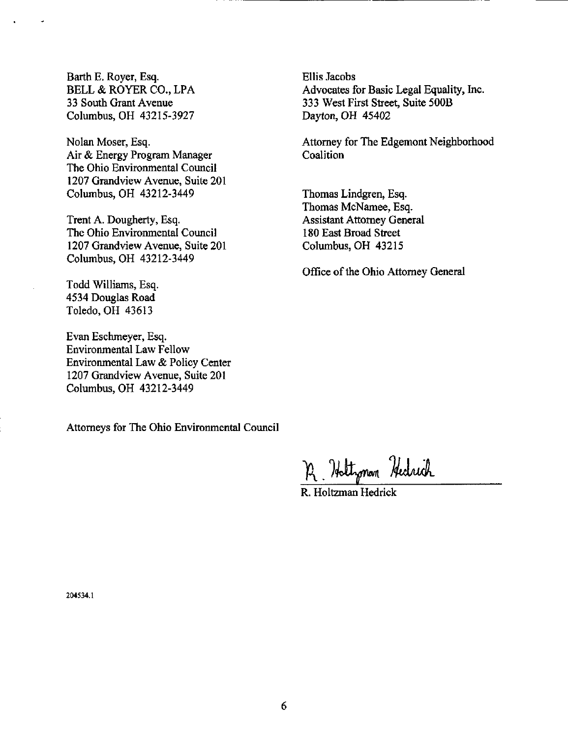Barth E. Royer, Esq.
BELL & ROYER CO., LPA
33 South Grant Avenue
Columbus, OH 43215-3927

Nolan Moser, Esq.
Air & Energy Program Manager
The Ohio Environmental Council
1207 Grandview Avenue, Suite 201
Columbus, OH 43212-3449

Trent A. Dougherty, Esq.
The Ohio Environmental Council
1207 Grandview Avenue, Suite 201
Columbus, OH 43212-3449

Todd Williams, Esq.
4534 Douglas Road
Toledo, OH 43613

Evan Eschmeyer, Esq.
Environmental Law Fellow
Environmental Law & Policy Center
1207 Grandview Avenue, Suite 201
Columbus, OH 43212-3449

Attorneys for The Ohio Environmental Council

Ellis Jacobs
Advocates for Basic Legal Equality, Inc.
333 West First Street, Suite 500B
Dayton, OH 45402

Attorney for The Edgemont Neighborhood Coalition

Thomas Lindgren, Esq.
Thomas McNamee, Esq.
Assistant Attorney General
180 East Broad Street
Columbus, OH 43215

Office of the Ohio Attorney General

R. Holtzman Hedrick

R. Holtzman Hedrick

204534.1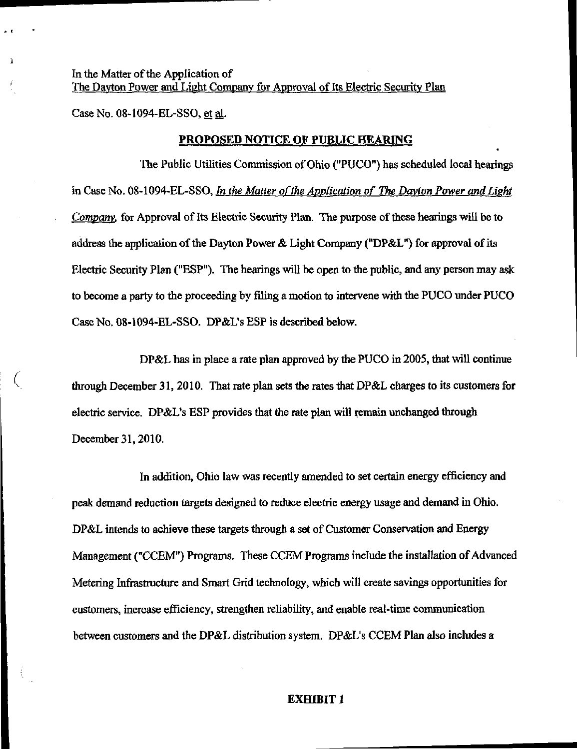In the Matter of the Application of
The Dayton Power and Light Company for Approval of Its Electric Security Plan

Case No. 08-1094-EL-SSO, et al.

**PROPOSED NOTICE OF PUBLIC HEARING**

The Public Utilities Commission of Ohio ("PUCO") has scheduled local hearings in Case No. 08-1094-EL-SSO, *In the Matter of the Application of The Dayton Power and Light Company*, for Approval of Its Electric Security Plan. The purpose of these hearings will be to address the application of the Dayton Power & Light Company ("DP&L") for approval of its Electric Security Plan ("ESP"). The hearings will be open to the public, and any person may ask to become a party to the proceeding by filing a motion to intervene with the PUCO under PUCO Case No. 08-1094-EL-SSO. DP&L's ESP is described below.

DP&L has in place a rate plan approved by the PUCO in 2005, that will continue through December 31, 2010. That rate plan sets the rates that DP&L charges to its customers for electric service. DP&L's ESP provides that the rate plan will remain unchanged through December 31, 2010.

In addition, Ohio law was recently amended to set certain energy efficiency and peak demand reduction targets designed to reduce electric energy usage and demand in Ohio. DP&L intends to achieve these targets through a set of Customer Conservation and Energy Management ("CCEM") Programs. These CCEM Programs include the installation of Advanced Metering Infrastructure and Smart Grid technology, which will create savings opportunities for customers, increase efficiency, strengthen reliability, and enable real-time communication between customers and the DP&L distribution system. DP&L's CCEM Plan also includes a

**EXHIBIT 1**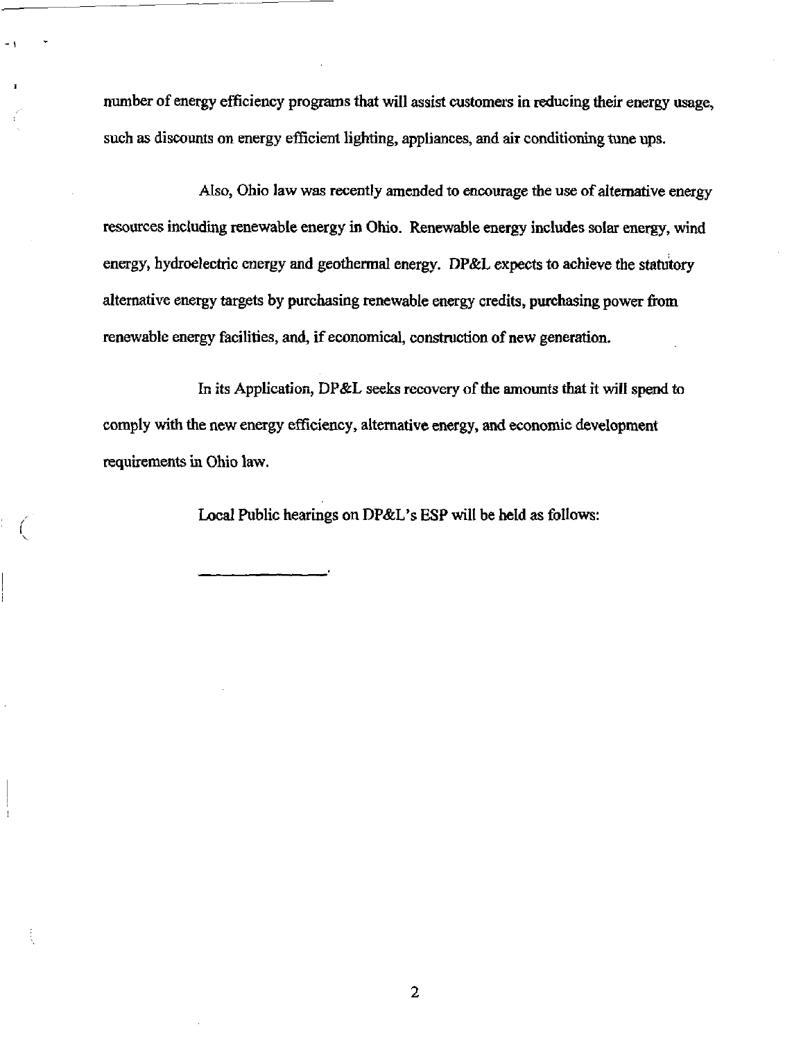number of energy efficiency programs that will assist customers in reducing their energy usage, such as discounts on energy efficient lighting, appliances, and air conditioning tune ups.

Also, Ohio law was recently amended to encourage the use of alternative energy resources including renewable energy in Ohio. Renewable energy includes solar energy, wind energy, hydroelectric energy and geothermal energy. DP&L expects to achieve the statutory alternative energy targets by purchasing renewable energy credits, purchasing power from renewable energy facilities, and, if economical, construction of new generation.

In its Application, DP&L seeks recovery of the amounts that it will spend to comply with the new energy efficiency, alternative energy, and economic development requirements in Ohio law.

Local Public hearings on DP&L's ESP will be held as follows:

\_\_\_\_\_\_\_\_\_\_\_\_\_\_\_\_.